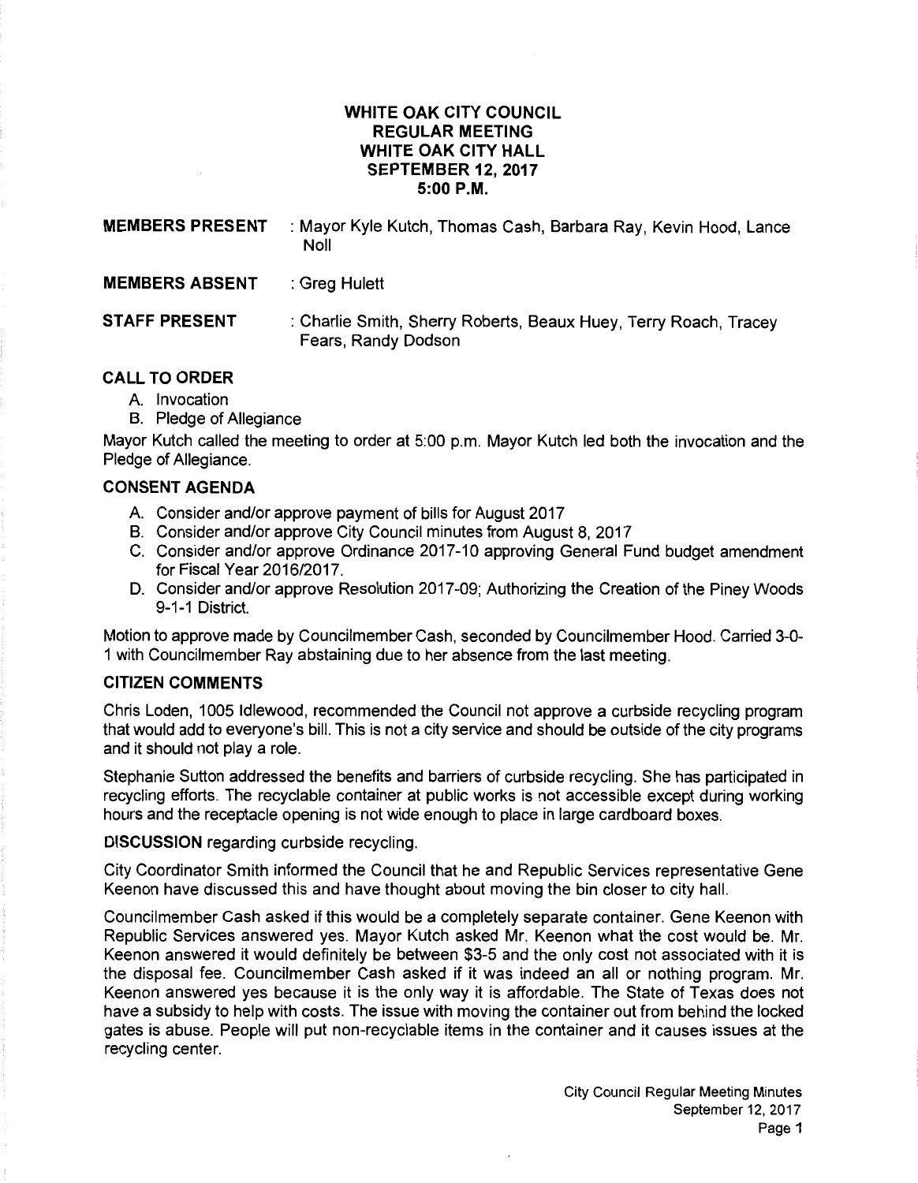# WHITE OAK CITY COUNCIL
## REGULAR MEETING
## WHITE OAK CITY HALL
## SEPTEMBER 12, 2017
## 5:00 P.M.

**MEMBERS PRESENT** : Mayor Kyle Kutch, Thomas Cash, Barbara Ray, Kevin Hood, Lance Noll

**MEMBERS ABSENT** : Greg Hulett

**STAFF PRESENT** : Charlie Smith, Sherry Roberts, Beaux Huey, Terry Roach, Tracey Fears, Randy Dodson

### CALL TO ORDER

A. Invocation
B. Pledge of Allegiance

Mayor Kutch called the meeting to order at 5:00 p.m. Mayor Kutch led both the invocation and the Pledge of Allegiance.

### CONSENT AGENDA

A. Consider and/or approve payment of bills for August 2017
B. Consider and/or approve City Council minutes from August 8, 2017
C. Consider and/or approve Ordinance 2017-10 approving General Fund budget amendment for Fiscal Year 2016/2017.
D. Consider and/or approve Resolution 2017-09; Authorizing the Creation of the Piney Woods 9-1-1 District.

Motion to approve made by Councilmember Cash, seconded by Councilmember Hood. Carried 3-0-1 with Councilmember Ray abstaining due to her absence from the last meeting.

### CITIZEN COMMENTS

Chris Loden, 1005 Idlewood, recommended the Council not approve a curbside recycling program that would add to everyone's bill. This is not a city service and should be outside of the city programs and it should not play a role.

Stephanie Sutton addressed the benefits and barriers of curbside recycling. She has participated in recycling efforts. The recyclable container at public works is not accessible except during working hours and the receptacle opening is not wide enough to place in large cardboard boxes.

**DISCUSSION** regarding curbside recycling.

City Coordinator Smith informed the Council that he and Republic Services representative Gene Keenon have discussed this and have thought about moving the bin closer to city hall.

Councilmember Cash asked if this would be a completely separate container. Gene Keenon with Republic Services answered yes. Mayor Kutch asked Mr. Keenon what the cost would be. Mr. Keenon answered it would definitely be between $3-5 and the only cost not associated with it is the disposal fee. Councilmember Cash asked if it was indeed an all or nothing program. Mr. Keenon answered yes because it is the only way it is affordable. The State of Texas does not have a subsidy to help with costs. The issue with moving the container out from behind the locked gates is abuse. People will put non-recyclable items in the container and it causes issues at the recycling center.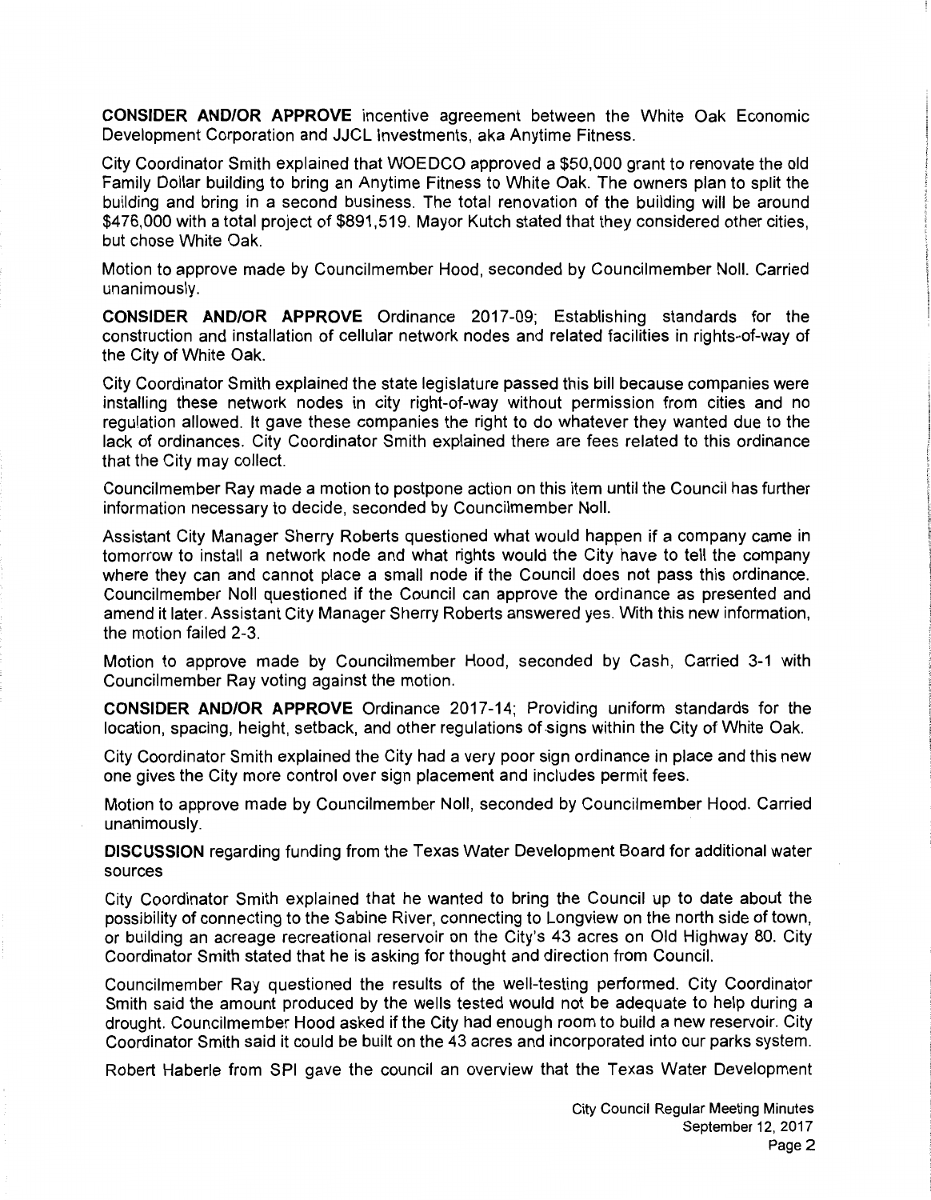**CONSIDER AND/OR APPROVE** incentive agreement between the White Oak Economic Development Corporation and JJCL Investments, aka Anytime Fitness.

City Coordinator Smith explained that WOEDCO approved a $50,000 grant to renovate the old Family Dollar building to bring an Anytime Fitness to White Oak. The owners plan to split the building and bring in a second business. The total renovation of the building will be around $476,000 with a total project of $891,519. Mayor Kutch stated that they considered other cities, but chose White Oak.

Motion to approve made by Councilmember Hood, seconded by Councilmember Noll. Carried unanimously.

**CONSIDER AND/OR APPROVE** Ordinance 2017-09; Establishing standards for the construction and installation of cellular network nodes and related facilities in rights-of-way of the City of White Oak.

City Coordinator Smith explained the state legislature passed this bill because companies were installing these network nodes in city right-of-way without permission from cities and no regulation allowed. It gave these companies the right to do whatever they wanted due to the lack of ordinances. City Coordinator Smith explained there are fees related to this ordinance that the City may collect.

Councilmember Ray made a motion to postpone action on this item until the Council has further information necessary to decide, seconded by Councilmember Noll.

Assistant City Manager Sherry Roberts questioned what would happen if a company came in tomorrow to install a network node and what rights would the City have to tell the company where they can and cannot place a small node if the Council does not pass this ordinance. Councilmember Noll questioned if the Council can approve the ordinance as presented and amend it later. Assistant City Manager Sherry Roberts answered yes. With this new information, the motion failed 2-3.

Motion to approve made by Councilmember Hood, seconded by Cash, Carried 3-1 with Councilmember Ray voting against the motion.

**CONSIDER AND/OR APPROVE** Ordinance 2017-14; Providing uniform standards for the location, spacing, height, setback, and other regulations of signs within the City of White Oak.

City Coordinator Smith explained the City had a very poor sign ordinance in place and this new one gives the City more control over sign placement and includes permit fees.

Motion to approve made by Councilmember Noll, seconded by Councilmember Hood. Carried unanimously.

**DISCUSSION** regarding funding from the Texas Water Development Board for additional water sources

City Coordinator Smith explained that he wanted to bring the Council up to date about the possibility of connecting to the Sabine River, connecting to Longview on the north side of town, or building an acreage recreational reservoir on the City's 43 acres on Old Highway 80. City Coordinator Smith stated that he is asking for thought and direction from Council.

Councilmember Ray questioned the results of the well-testing performed. City Coordinator Smith said the amount produced by the wells tested would not be adequate to help during a drought. Councilmember Hood asked if the City had enough room to build a new reservoir. City Coordinator Smith said it could be built on the 43 acres and incorporated into our parks system.

Robert Haberle from SPI gave the council an overview that the Texas Water Development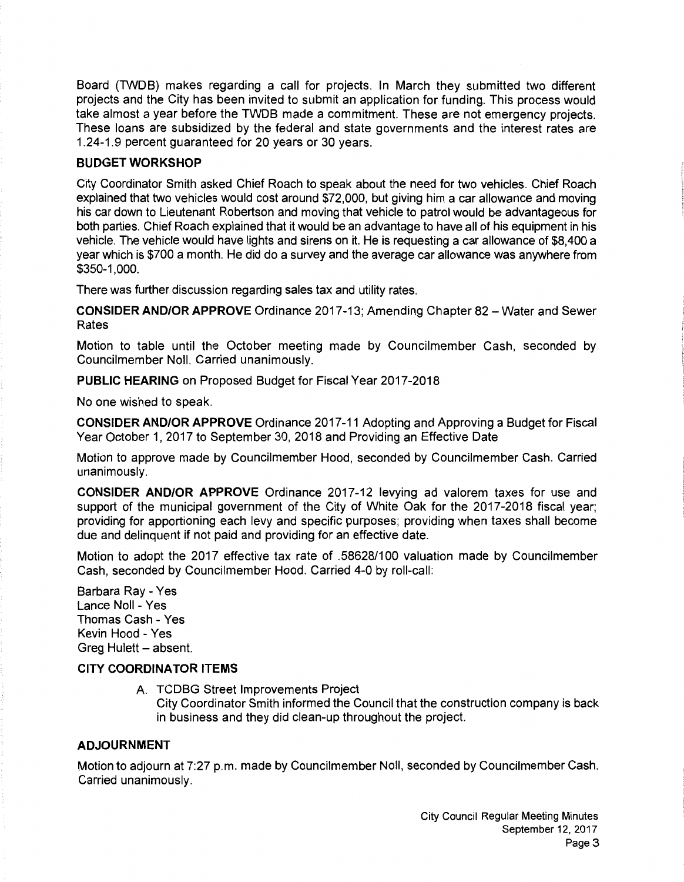Board (TWDB) makes regarding a call for projects. In March they submitted two different projects and the City has been invited to submit an application for funding. This process would take almost a year before the TWDB made a commitment. These are not emergency projects. These loans are subsidized by the federal and state governments and the interest rates are 1.24-1.9 percent guaranteed for 20 years or 30 years.

**BUDGET WORKSHOP**

City Coordinator Smith asked Chief Roach to speak about the need for two vehicles. Chief Roach explained that two vehicles would cost around $72,000, but giving him a car allowance and moving his car down to Lieutenant Robertson and moving that vehicle to patrol would be advantageous for both parties. Chief Roach explained that it would be an advantage to have all of his equipment in his vehicle. The vehicle would have lights and sirens on it. He is requesting a car allowance of $8,400 a year which is $700 a month. He did do a survey and the average car allowance was anywhere from $350-1,000.

There was further discussion regarding sales tax and utility rates.

**CONSIDER AND/OR APPROVE** Ordinance 2017-13; Amending Chapter 82 – Water and Sewer Rates

Motion to table until the October meeting made by Councilmember Cash, seconded by Councilmember Noll. Carried unanimously.

**PUBLIC HEARING** on Proposed Budget for Fiscal Year 2017-2018

No one wished to speak.

**CONSIDER AND/OR APPROVE** Ordinance 2017-11 Adopting and Approving a Budget for Fiscal Year October 1, 2017 to September 30, 2018 and Providing an Effective Date

Motion to approve made by Councilmember Hood, seconded by Councilmember Cash. Carried unanimously.

**CONSIDER AND/OR APPROVE** Ordinance 2017-12 levying ad valorem taxes for use and support of the municipal government of the City of White Oak for the 2017-2018 fiscal year; providing for apportioning each levy and specific purposes; providing when taxes shall become due and delinquent if not paid and providing for an effective date.

Motion to adopt the 2017 effective tax rate of .58628/100 valuation made by Councilmember Cash, seconded by Councilmember Hood. Carried 4-0 by roll-call:

Barbara Ray - Yes
Lance Noll - Yes
Thomas Cash - Yes
Kevin Hood - Yes
Greg Hulett – absent.

**CITY COORDINATOR ITEMS**

A. TCDBG Street Improvements Project
   City Coordinator Smith informed the Council that the construction company is back in business and they did clean-up throughout the project.

**ADJOURNMENT**

Motion to adjourn at 7:27 p.m. made by Councilmember Noll, seconded by Councilmember Cash. Carried unanimously.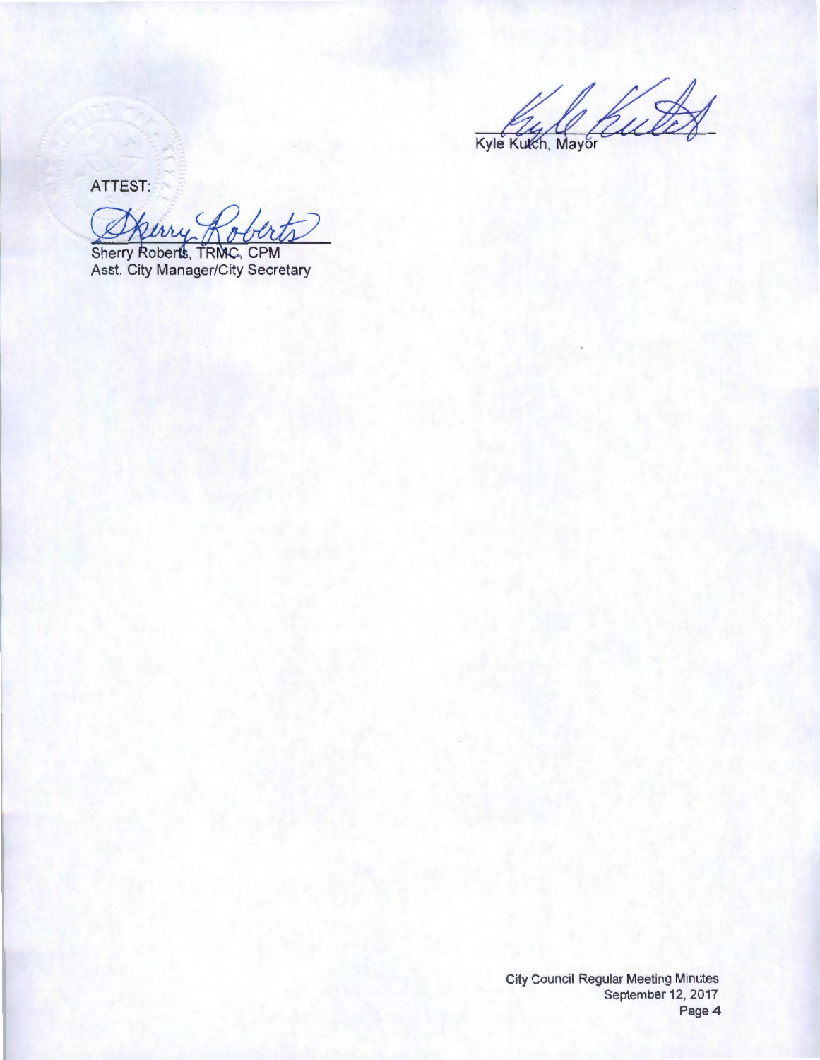Kyle Kutch, Mayor

ATTEST:

Sherry Roberts, TRMC, CPM
Asst. City Manager/City Secretary